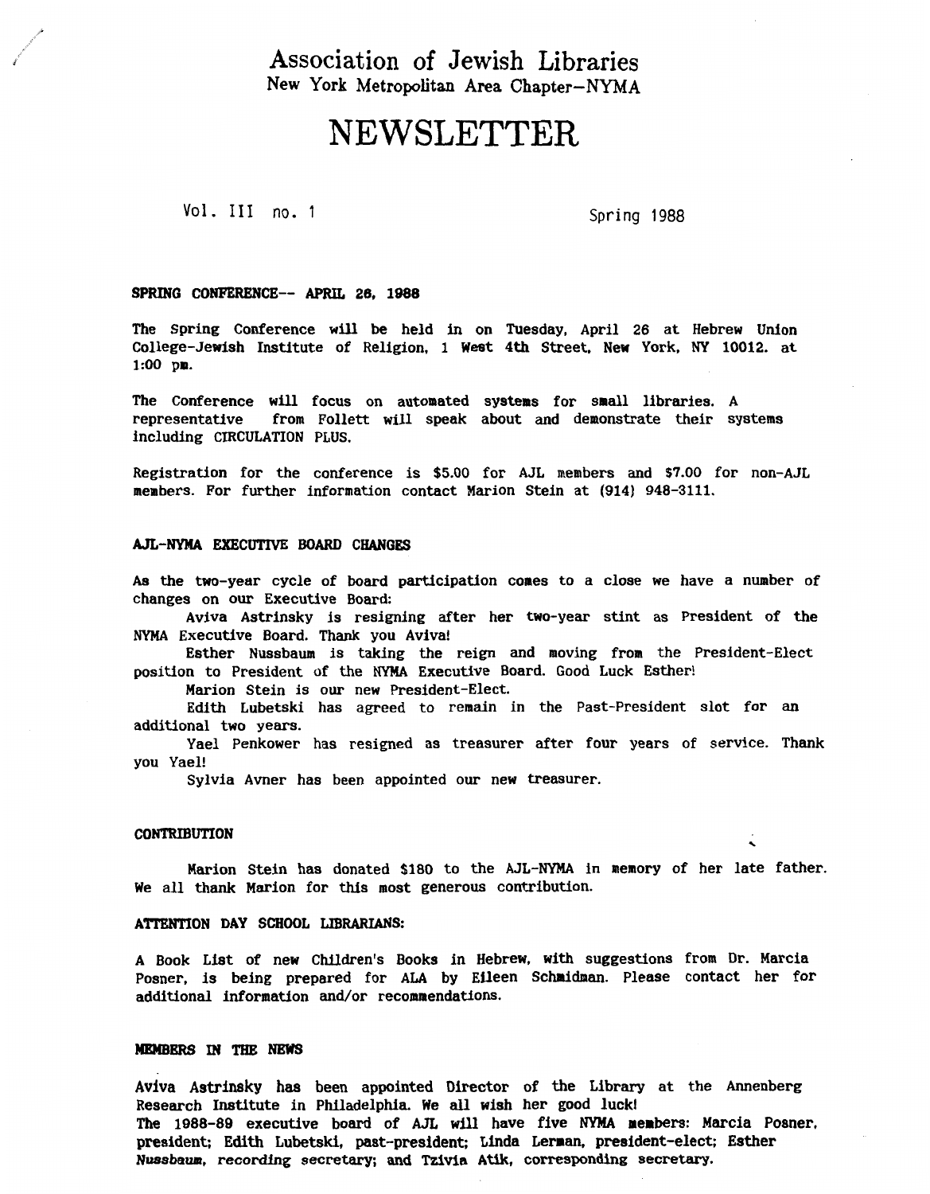# Association of Jewish Libraries

New York Metropolitan Area Chapter–NYMA

# NEWSLETTER

Vol. III no. 1 — Spring 1988

## SPRING CONFERENCE-- APRIL 26, 1988

The Spring Conference will be held in on Tuesday, April 26 at Hebrew Union College-Jewish Institute of Religion, 1 West 4th Street, New York, NY 10012. at 1:00 pm.

The Conference will focus on automated systems for small libraries. A representative from Follett will speak about and demonstrate their systems including CIRCULATION PLUS.

Registration for the conference is $5.00 for AJL members and $7.00 for non-AJL members. For further information contact Marion Stein at (914) 948-3111.

## AJL-NYMA EXECUTIVE BOARD CHANGES

As the two-year cycle of board participation comes to a close we have a number of changes on our Executive Board:

Aviva Astrinsky is resigning after her two-year stint as President of the NYMA Executive Board. Thank you Aviva!

Esther Nussbaum is taking the reign and moving from the President-Elect position to President of the NYMA Executive Board. Good Luck Esther!

Marion Stein is our new President-Elect.

Edith Lubetski has agreed to remain in the Past-President slot for an additional two years.

Yael Penkower has resigned as treasurer after four years of service. Thank you Yael!

Sylvia Avner has been appointed our new treasurer.

## CONTRIBUTION

Marion Stein has donated $180 to the AJL-NYMA in memory of her late father. We all thank Marion for this most generous contribution.

## ATTENTION DAY SCHOOL LIBRARIANS:

A Book List of new Children's Books in Hebrew, with suggestions from Dr. Marcia Posner, is being prepared for ALA by Eileen Schmidman. Please contact her for additional information and/or recommendations.

## MEMBERS IN THE NEWS

Aviva Astrinsky has been appointed Director of the Library at the Annenberg Research Institute in Philadelphia. We all wish her good luck!

The 1988-89 executive board of AJL will have five NYMA members: Marcia Posner, president; Edith Lubetski, past-president; Linda Lerman, president-elect; Esther Nussbaum, recording secretary; and Tzivia Atik, corresponding secretary.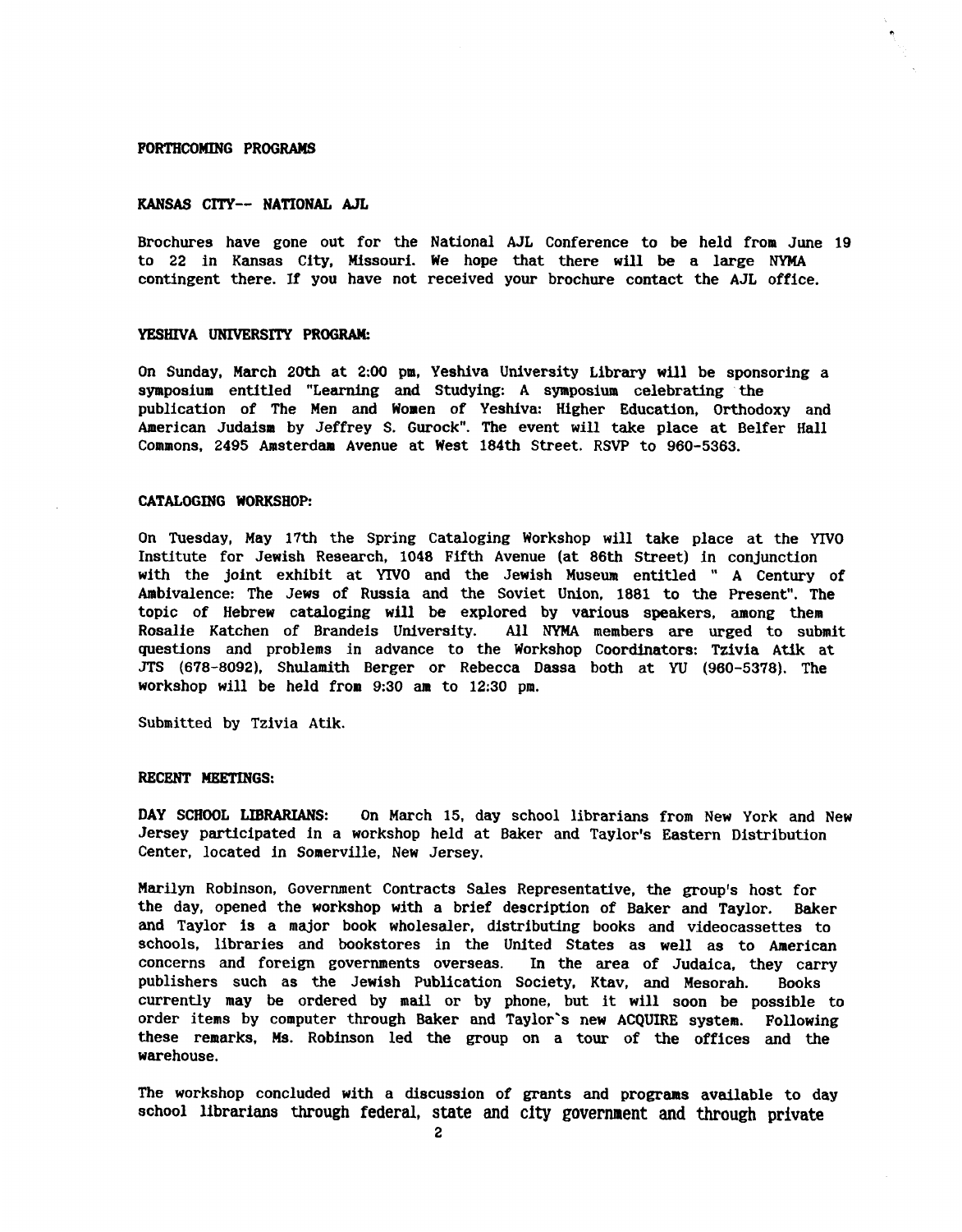## FORTHCOMING PROGRAMS

### KANSAS CITY-- NATIONAL AJL

Brochures have gone out for the National AJL Conference to be held from June 19 to 22 in Kansas City, Missouri. We hope that there will be a large NYMA contingent there. If you have not received your brochure contact the AJL office.

### YESHIVA UNIVERSITY PROGRAM:

On Sunday, March 20th at 2:00 pm, Yeshiva University Library will be sponsoring a symposium entitled "Learning and Studying: A symposium celebrating the publication of The Men and Women of Yeshiva: Higher Education, Orthodoxy and American Judaism by Jeffrey S. Gurock". The event will take place at Belfer Hall Commons, 2495 Amsterdam Avenue at West 184th Street. RSVP to 960-5363.

### CATALOGING WORKSHOP:

On Tuesday, May 17th the Spring Cataloging Workshop will take place at the YIVO Institute for Jewish Research, 1048 Fifth Avenue (at 86th Street) in conjunction with the joint exhibit at YIVO and the Jewish Museum entitled " A Century of Ambivalence: The Jews of Russia and the Soviet Union, 1881 to the Present". The topic of Hebrew cataloging will be explored by various speakers, among them Rosalie Katchen of Brandeis University. All NYMA members are urged to submit questions and problems in advance to the Workshop Coordinators: Tzivia Atik at JTS (678-8092), Shulamith Berger or Rebecca Dassa both at YU (960-5378). The workshop will be held from 9:30 am to 12:30 pm.

Submitted by Tzivia Atik.

## RECENT MEETINGS:

**DAY SCHOOL LIBRARIANS:** On March 15, day school librarians from New York and New Jersey participated in a workshop held at Baker and Taylor's Eastern Distribution Center, located in Somerville, New Jersey.

Marilyn Robinson, Government Contracts Sales Representative, the group's host for the day, opened the workshop with a brief description of Baker and Taylor. Baker and Taylor is a major book wholesaler, distributing books and videocassettes to schools, libraries and bookstores in the United States as well as to American concerns and foreign governments overseas. In the area of Judaica, they carry publishers such as the Jewish Publication Society, Ktav, and Mesorah. Books currently may be ordered by mail or by phone, but it will soon be possible to order items by computer through Baker and Taylor's new ACQUIRE system. Following these remarks, Ms. Robinson led the group on a tour of the offices and the warehouse.

The workshop concluded with a discussion of grants and programs available to day school librarians through federal, state and city government and through private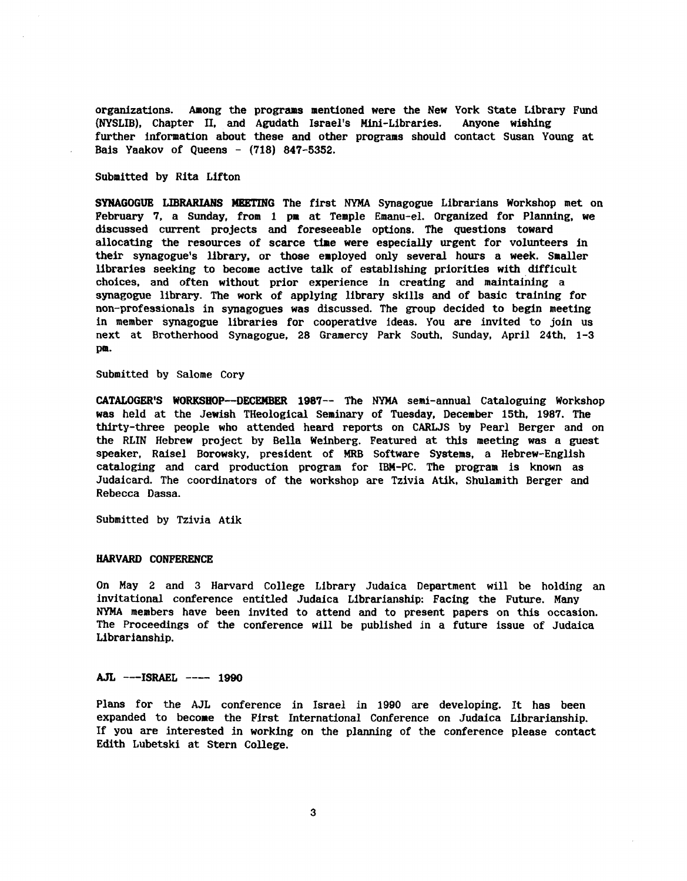organizations. Among the programs mentioned were the New York State Library Fund (NYSLIB), Chapter II, and Agudath Israel's Mini-Libraries. Anyone wishing further information about these and other programs should contact Susan Young at Bais Yaakov of Queens - (718) 847-5352.

Submitted by Rita Lifton

**SYNAGOGUE LIBRARIANS MEETING** The first NYMA Synagogue Librarians Workshop met on February 7, a Sunday, from 1 pm at Temple Emanu-el. Organized for Planning, we discussed current projects and foreseeable options. The questions toward allocating the resources of scarce time were especially urgent for volunteers in their synagogue's library, or those employed only several hours a week. Smaller libraries seeking to become active talk of establishing priorities with difficult choices, and often without prior experience in creating and maintaining a synagogue library. The work of applying library skills and of basic training for non-professionals in synagogues was discussed. The group decided to begin meeting in member synagogue libraries for cooperative ideas. You are invited to join us next at Brotherhood Synagogue, 28 Gramercy Park South, Sunday, April 24th, 1-3 pm.

Submitted by Salome Cory

**CATALOGER'S WORKSHOP--DECEMBER 1987--** The NYMA semi-annual Cataloguing Workshop was held at the Jewish THeological Seminary of Tuesday, December 15th, 1987. The thirty-three people who attended heard reports on CARLJS by Pearl Berger and on the RLIN Hebrew project by Bella Weinberg. Featured at this meeting was a guest speaker, Raisel Borowsky, president of MRB Software Systems, a Hebrew-English cataloging and card production program for IBM-PC. The program is known as Judaicard. The coordinators of the workshop are Tzivia Atik, Shulamith Berger and Rebecca Dassa.

Submitted by Tzivia Atik

**HARVARD CONFERENCE**

On May 2 and 3 Harvard College Library Judaica Department will be holding an invitational conference entitled Judaica Librarianship: Facing the Future. Many NYMA members have been invited to attend and to present papers on this occasion. The Proceedings of the conference will be published in a future issue of Judaica Librarianship.

**AJL ---ISRAEL ---- 1990**

Plans for the AJL conference in Israel in 1990 are developing. It has been expanded to become the First International Conference on Judaica Librarianship. If you are interested in working on the planning of the conference please contact Edith Lubetski at Stern College.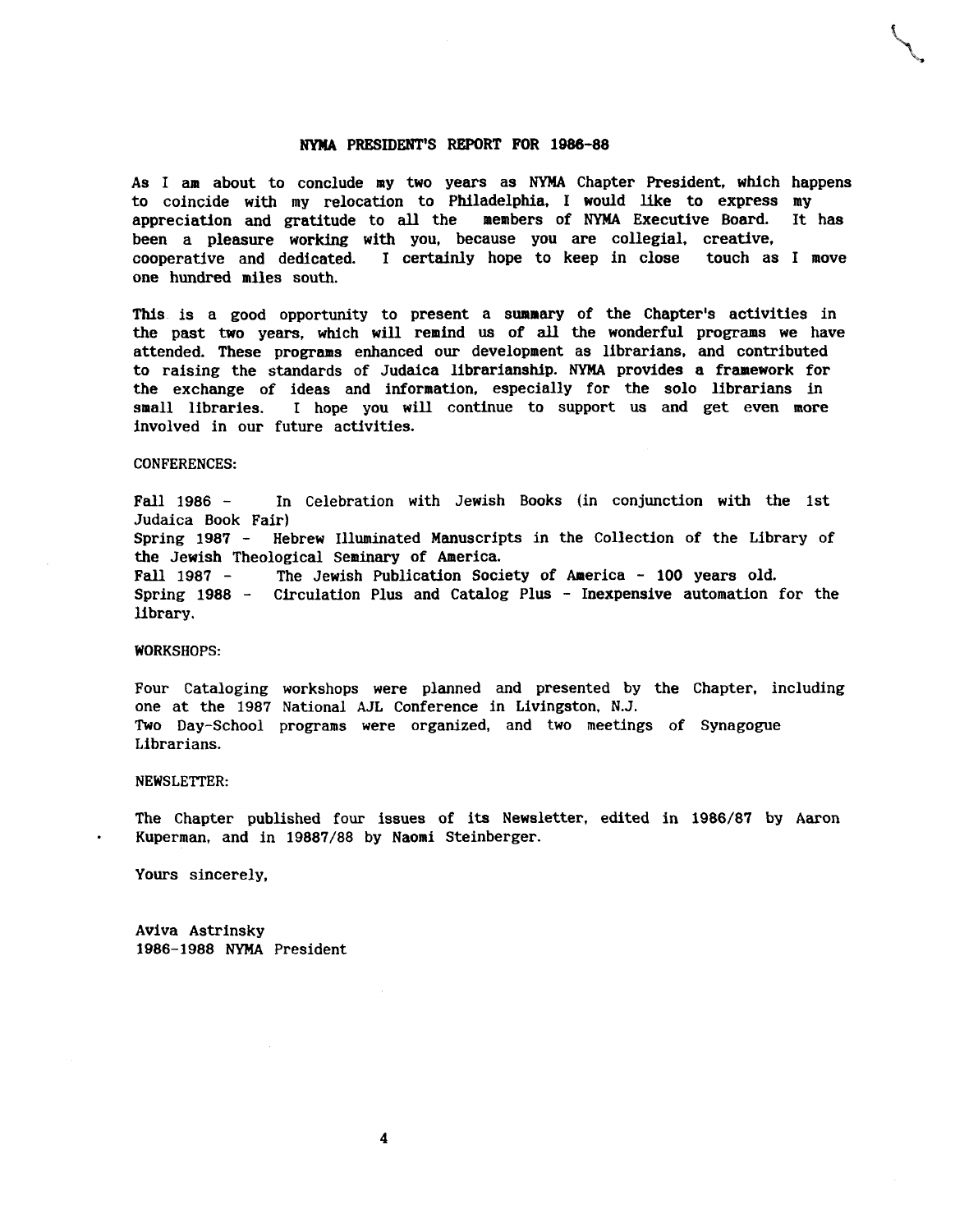# NYMA PRESIDENT'S REPORT FOR 1986-88

As I am about to conclude my two years as NYMA Chapter President, which happens to coincide with my relocation to Philadelphia, I would like to express my appreciation and gratitude to all the members of NYMA Executive Board. It has been a pleasure working with you, because you are collegial, creative, cooperative and dedicated. I certainly hope to keep in close touch as I move one hundred miles south.

This is a good opportunity to present a summary of the Chapter's activities in the past two years, which will remind us of all the wonderful programs we have attended. These programs enhanced our development as librarians, and contributed to raising the standards of Judaica librarianship. NYMA provides a framework for the exchange of ideas and information, especially for the solo librarians in small libraries. I hope you will continue to support us and get even more involved in our future activities.

CONFERENCES:

Fall 1986 - In Celebration with Jewish Books (in conjunction with the 1st Judaica Book Fair)
Spring 1987 - Hebrew Illuminated Manuscripts in the Collection of the Library of the Jewish Theological Seminary of America.
Fall 1987 - The Jewish Publication Society of America - 100 years old.
Spring 1988 - Circulation Plus and Catalog Plus - Inexpensive automation for the library.

WORKSHOPS:

Four Cataloging workshops were planned and presented by the Chapter, including one at the 1987 National AJL Conference in Livingston, N.J.
Two Day-School programs were organized, and two meetings of Synagogue Librarians.

NEWSLETTER:

The Chapter published four issues of its Newsletter, edited in 1986/87 by Aaron Kuperman, and in 19887/88 by Naomi Steinberger.

Yours sincerely,

Aviva Astrinsky
1986-1988 NYMA President